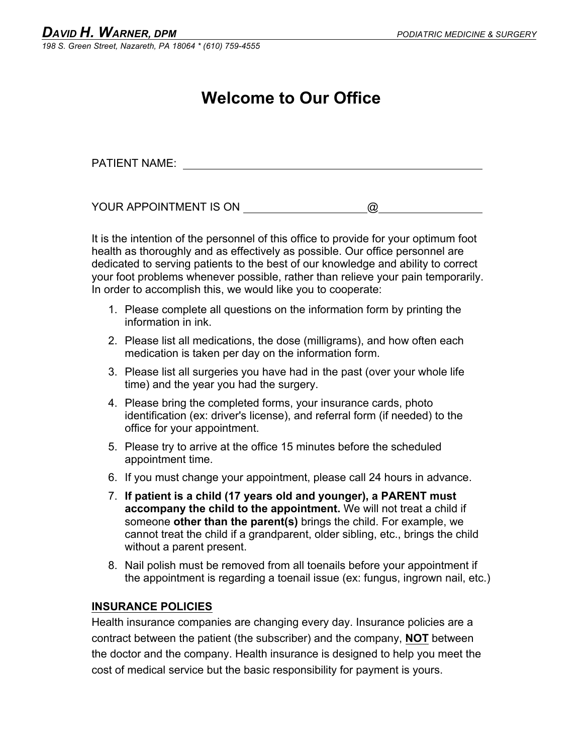**DAVID H. WARNER, DPM** *PODIATRIC MEDICINE & SURGERY*

*198 S. Green Street, Nazareth, PA 18064 * (610) 759-4555*

# Welcome to Our Office

PATIENT NAME: ________________________________________________

YOUR APPOINTMENT IS ON ____________________@________________

It is the intention of the personnel of this office to provide for your optimum foot health as thoroughly and as effectively as possible. Our office personnel are dedicated to serving patients to the best of our knowledge and ability to correct your foot problems whenever possible, rather than relieve your pain temporarily. In order to accomplish this, we would like you to cooperate:

1. Please complete all questions on the information form by printing the information in ink.
2. Please list all medications, the dose (milligrams), and how often each medication is taken per day on the information form.
3. Please list all surgeries you have had in the past (over your whole life time) and the year you had the surgery.
4. Please bring the completed forms, your insurance cards, photo identification (ex: driver's license), and referral form (if needed) to the office for your appointment.
5. Please try to arrive at the office 15 minutes before the scheduled appointment time.
6. If you must change your appointment, please call 24 hours in advance.
7. **If patient is a child (17 years old and younger), a PARENT must accompany the child to the appointment.** We will not treat a child if someone **other than the parent(s)** brings the child. For example, we cannot treat the child if a grandparent, older sibling, etc., brings the child without a parent present.
8. Nail polish must be removed from all toenails before your appointment if the appointment is regarding a toenail issue (ex: fungus, ingrown nail, etc.)

## INSURANCE POLICIES

Health insurance companies are changing every day. Insurance policies are a contract between the patient (the subscriber) and the company, **NOT** between the doctor and the company. Health insurance is designed to help you meet the cost of medical service but the basic responsibility for payment is yours.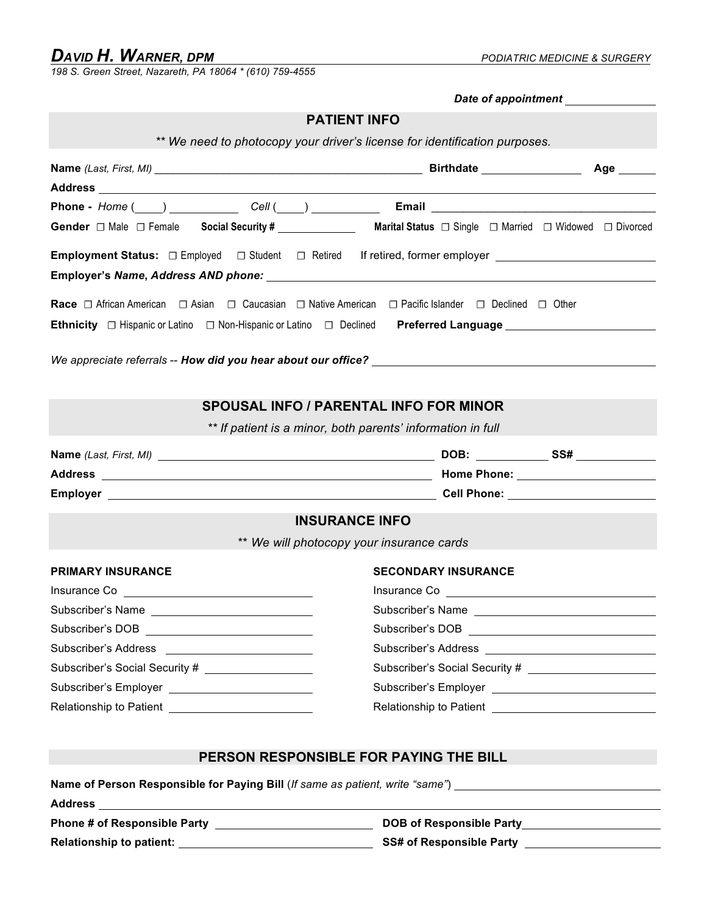***DAVID H. WARNER, DPM*** *PODIATRIC MEDICINE & SURGERY*

*198 S. Green Street, Nazareth, PA 18064 * (610) 759-4555*

***Date of appointment*** ______________

## PATIENT INFO

*** We need to photocopy your driver's license for identification purposes.*

**Name** *(Last, First, MI)* ________________________________________ **Birthdate** ______________ **Age** _____

**Address** ____________________________________________________________________________

**Phone -** *Home* (____) __________ *Cell* (____) __________ **Email** ________________________________

**Gender** ☐ Male ☐ Female **Social Security #** ____________ **Marital Status** ☐ Single ☐ Married ☐ Widowed ☐ Divorced

**Employment Status:** ☐ Employed ☐ Student ☐ Retired If retired, former employer ______________________

**Employer's** ***Name, Address AND phone:*** ____________________________________________________

**Race** ☐ African American ☐ Asian ☐ Caucasian ☐ Native American ☐ Pacific Islander ☐ Declined ☐ Other

**Ethnicity** ☐ Hispanic or Latino ☐ Non-Hispanic or Latino ☐ Declined **Preferred Language** ______________________

*We appreciate referrals --* ***How did you hear about our office?*** ________________________________________

## SPOUSAL INFO / PARENTAL INFO FOR MINOR

*** If patient is a minor, both parents' information in full*

**Name** *(Last, First, MI)* ________________________________________ **DOB:** __________ **SS#** ____________

**Address** ________________________________________ **Home Phone:** ______________________

**Employer** ________________________________________ **Cell Phone:** ______________________

## INSURANCE INFO

*** We will photocopy your insurance cards*

**PRIMARY INSURANCE**

Insurance Co ____________________________

Subscriber's Name ____________________________

Subscriber's DOB ____________________________

Subscriber's Address ____________________________

Subscriber's Social Security # ____________________

Subscriber's Employer ____________________________

Relationship to Patient ____________________________

**SECONDARY INSURANCE**

Insurance Co ____________________________

Subscriber's Name ____________________________

Subscriber's DOB ____________________________

Subscriber's Address ____________________________

Subscriber's Social Security # ____________________

Subscriber's Employer ____________________________

Relationship to Patient ____________________________

## PERSON RESPONSIBLE FOR PAYING THE BILL

**Name of Person Responsible for Paying Bill** (*If same as patient, write "same"*) ______________________________

**Address** ____________________________________________________________________________

**Phone # of Responsible Party** ______________________ **DOB of Responsible Party** ______________________

**Relationship to patient:** ______________________ **SS# of Responsible Party** ______________________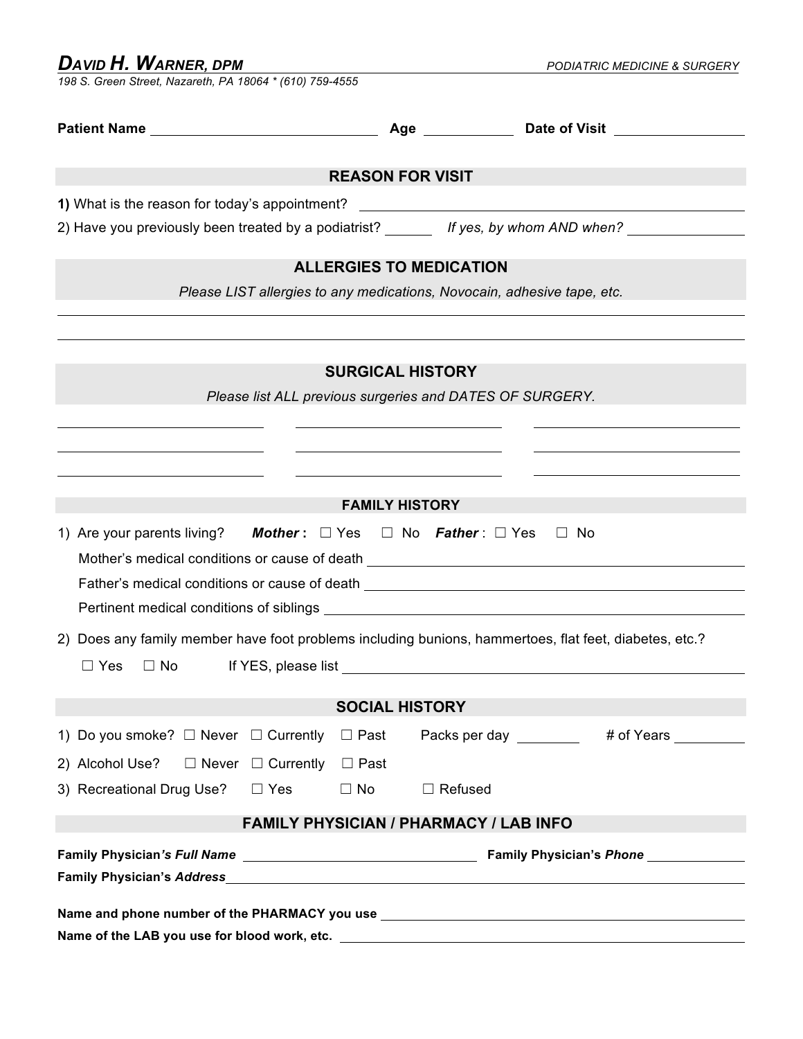***DAVID H. WARNER, DPM*** *PODIATRIC MEDICINE & SURGERY*

*198 S. Green Street, Nazareth, PA 18064 * (610) 759-4555*

**Patient Name** ______________________________ **Age** ____________ **Date of Visit** ________________

## REASON FOR VISIT

**1)** What is the reason for today's appointment? ________________________________________________

2) Have you previously been treated by a podiatrist? ______ *If yes, by whom AND when?* ______________

## ALLERGIES TO MEDICATION

*Please LIST allergies to any medications, Novocain, adhesive tape, etc.*

________________________________________________________________________________

________________________________________________________________________________

## SURGICAL HISTORY

*Please list ALL previous surgeries and DATES OF SURGERY.*

________________________ ________________________ ________________________

________________________ ________________________ ________________________

________________________ ________________________ ________________________

## FAMILY HISTORY

1) Are your parents living? ***Mother*:** ☐ Yes ☐ No ***Father*** : ☐ Yes ☐ No

Mother's medical conditions or cause of death ________________________________________________

Father's medical conditions or cause of death ________________________________________________

Pertinent medical conditions of siblings ____________________________________________________

2) Does any family member have foot problems including bunions, hammertoes, flat feet, diabetes, etc.?

☐ Yes ☐ No If YES, please list ____________________________________________________

## SOCIAL HISTORY

1) Do you smoke? ☐ Never ☐ Currently ☐ Past Packs per day ________ # of Years ________

2) Alcohol Use? ☐ Never ☐ Currently ☐ Past

3) Recreational Drug Use? ☐ Yes ☐ No ☐ Refused

## FAMILY PHYSICIAN / PHARMACY / LAB INFO

**Family Physician*'s Full Name*** ______________________________ **Family Physician's *Phone*** ____________

**Family Physician's *Address*** ________________________________________________________________

**Name and phone number of the PHARMACY you use** ________________________________________

**Name of the LAB you use for blood work, etc.** __________________________________________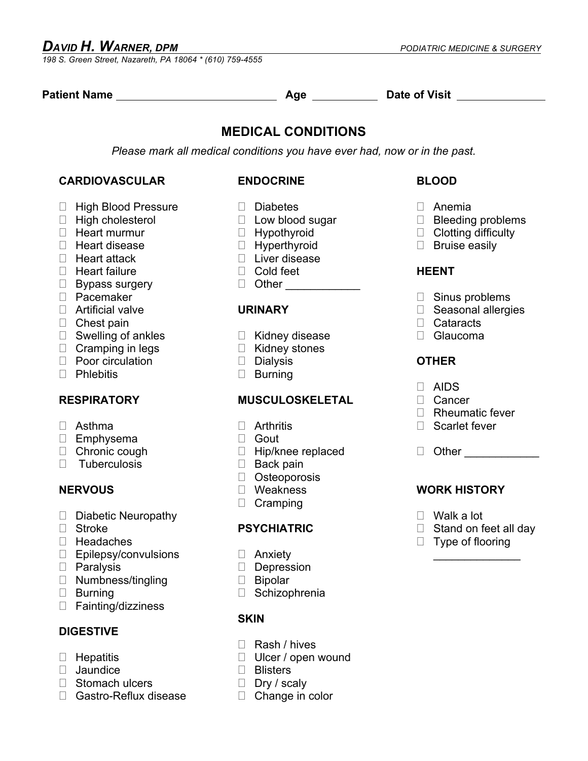**DAVID H. WARNER, DPM** *PODIATRIC MEDICINE & SURGERY*

*198 S. Green Street, Nazareth, PA 18064 * (610) 759-4555*

**Patient Name** ______________________ **Age** __________ **Date of Visit** ____________

## MEDICAL CONDITIONS

*Please mark all medical conditions you have ever had, now or in the past.*

### CARDIOVASCULAR

- ☐ High Blood Pressure
- ☐ High cholesterol
- ☐ Heart murmur
- ☐ Heart disease
- ☐ Heart attack
- ☐ Heart failure
- ☐ Bypass surgery
- ☐ Pacemaker
- ☐ Artificial valve
- ☐ Chest pain
- ☐ Swelling of ankles
- ☐ Cramping in legs
- ☐ Poor circulation
- ☐ Phlebitis

### RESPIRATORY

- ☐ Asthma
- ☐ Emphysema
- ☐ Chronic cough
- ☐ Tuberculosis

### NERVOUS

- ☐ Diabetic Neuropathy
- ☐ Stroke
- ☐ Headaches
- ☐ Epilepsy/convulsions
- ☐ Paralysis
- ☐ Numbness/tingling
- ☐ Burning
- ☐ Fainting/dizziness

### DIGESTIVE

- ☐ Hepatitis
- ☐ Jaundice
- ☐ Stomach ulcers
- ☐ Gastro-Reflux disease

### ENDOCRINE

- ☐ Diabetes
- ☐ Low blood sugar
- ☐ Hypothyroid
- ☐ Hyperthyroid
- ☐ Liver disease
- ☐ Cold feet
- ☐ Other ____________

### URINARY

- ☐ Kidney disease
- ☐ Kidney stones
- ☐ Dialysis
- ☐ Burning

### MUSCULOSKELETAL

- ☐ Arthritis
- ☐ Gout
- ☐ Hip/knee replaced
- ☐ Back pain
- ☐ Osteoporosis
- ☐ Weakness
- ☐ Cramping

### PSYCHIATRIC

- ☐ Anxiety
- ☐ Depression
- ☐ Bipolar
- ☐ Schizophrenia

### SKIN

- ☐ Rash / hives
- ☐ Ulcer / open wound
- ☐ Blisters
- ☐ Dry / scaly
- ☐ Change in color

### BLOOD

- ☐ Anemia
- ☐ Bleeding problems
- ☐ Clotting difficulty
- ☐ Bruise easily

### HEENT

- ☐ Sinus problems
- ☐ Seasonal allergies
- ☐ Cataracts
- ☐ Glaucoma

### OTHER

- ☐ AIDS
- ☐ Cancer
- ☐ Rheumatic fever
- ☐ Scarlet fever
- ☐ Other ____________

### WORK HISTORY

- ☐ Walk a lot
- ☐ Stand on feet all day
- ☐ Type of flooring ______________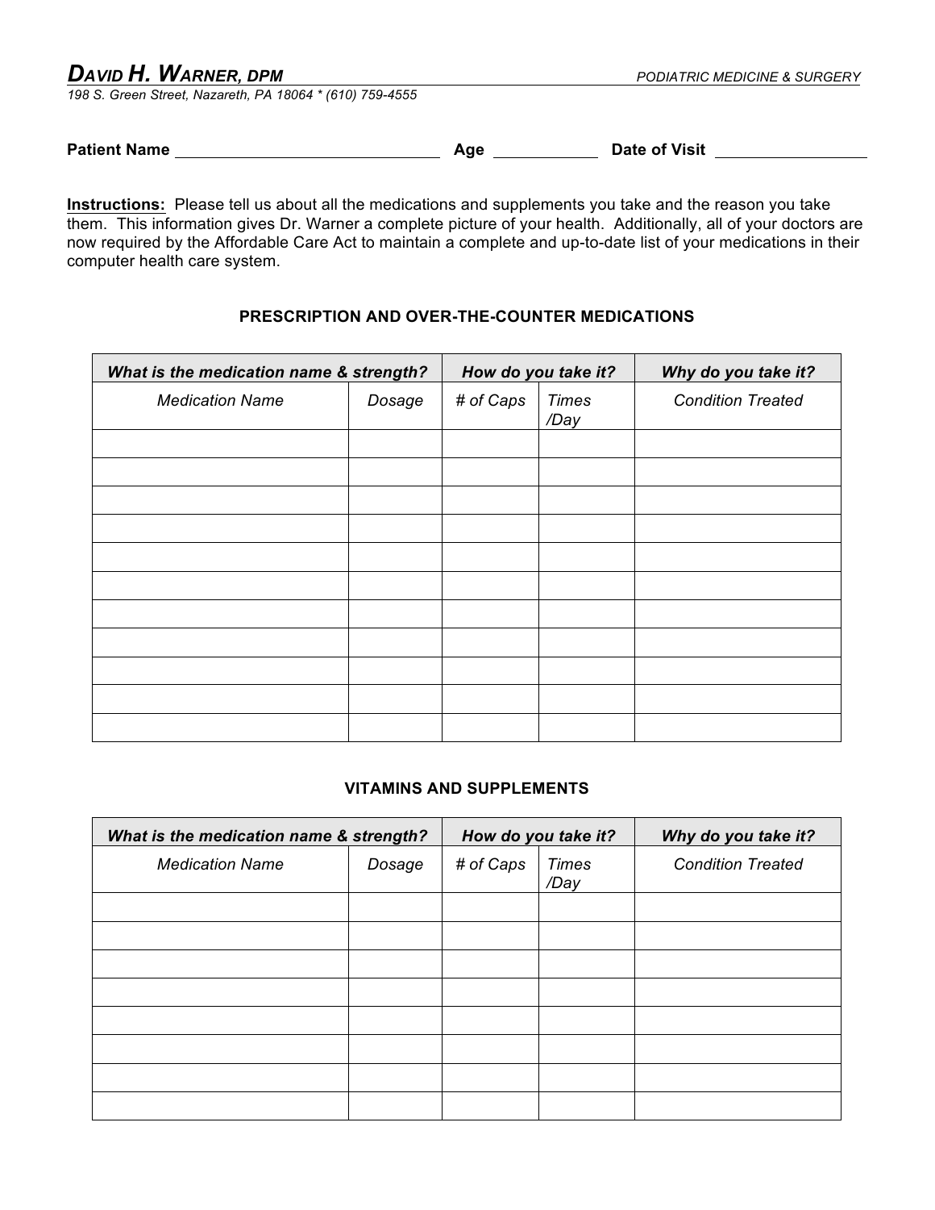**DAVID H. WARNER, DPM** *PODIATRIC MEDICINE & SURGERY*

*198 S. Green Street, Nazareth, PA 18064 * (610) 759-4555*

**Patient Name** ____________________________ **Age** __________ **Date of Visit** ______________

**Instructions:** Please tell us about all the medications and supplements you take and the reason you take them. This information gives Dr. Warner a complete picture of your health. Additionally, all of your doctors are now required by the Affordable Care Act to maintain a complete and up-to-date list of your medications in their computer health care system.

### PRESCRIPTION AND OVER-THE-COUNTER MEDICATIONS

| ***What is the medication name & strength?*** | | ***How do you take it?*** | | ***Why do you take it?*** |
|---|---|---|---|---|
| *Medication Name* | *Dosage* | *# of Caps* | *Times /Day* | *Condition Treated* |
| | | | | |
| | | | | |
| | | | | |
| | | | | |
| | | | | |
| | | | | |
| | | | | |
| | | | | |
| | | | | |
| | | | | |
| | | | | |

### VITAMINS AND SUPPLEMENTS

| ***What is the medication name & strength?*** | | ***How do you take it?*** | | ***Why do you take it?*** |
|---|---|---|---|---|
| *Medication Name* | *Dosage* | *# of Caps* | *Times /Day* | *Condition Treated* |
| | | | | |
| | | | | |
| | | | | |
| | | | | |
| | | | | |
| | | | | |
| | | | | |
| | | | | |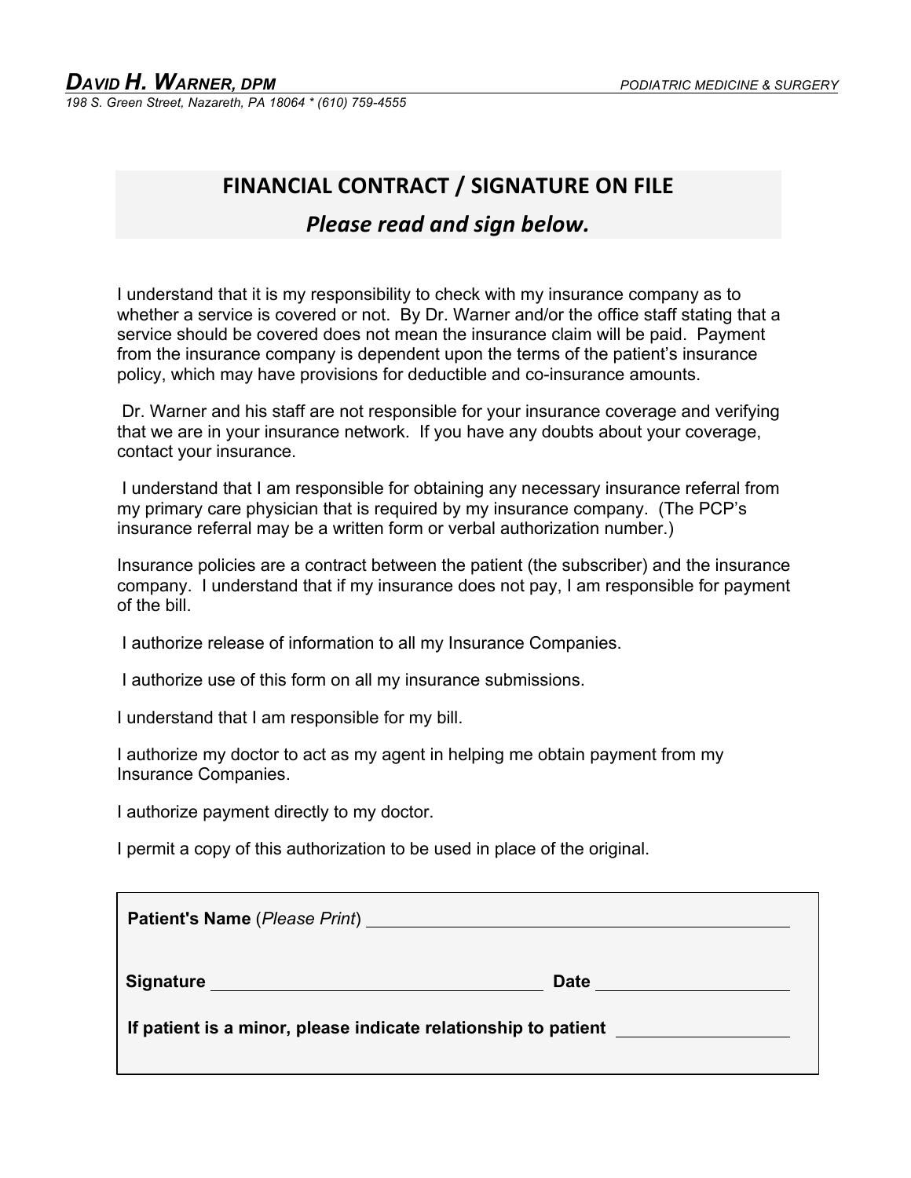***DAVID H. WARNER, DPM*** *PODIATRIC MEDICINE & SURGERY*

*198 S. Green Street, Nazareth, PA 18064 * (610) 759-4555*

# FINANCIAL CONTRACT / SIGNATURE ON FILE

***Please read and sign below.***

I understand that it is my responsibility to check with my insurance company as to whether a service is covered or not. By Dr. Warner and/or the office staff stating that a service should be covered does not mean the insurance claim will be paid. Payment from the insurance company is dependent upon the terms of the patient's insurance policy, which may have provisions for deductible and co-insurance amounts.

Dr. Warner and his staff are not responsible for your insurance coverage and verifying that we are in your insurance network. If you have any doubts about your coverage, contact your insurance.

I understand that I am responsible for obtaining any necessary insurance referral from my primary care physician that is required by my insurance company. (The PCP's insurance referral may be a written form or verbal authorization number.)

Insurance policies are a contract between the patient (the subscriber) and the insurance company. I understand that if my insurance does not pay, I am responsible for payment of the bill.

I authorize release of information to all my Insurance Companies.

I authorize use of this form on all my insurance submissions.

I understand that I am responsible for my bill.

I authorize my doctor to act as my agent in helping me obtain payment from my Insurance Companies.

I authorize payment directly to my doctor.

I permit a copy of this authorization to be used in place of the original.

**Patient's Name** (*Please Print*) ______________________________

**Signature** ______________________________ **Date** ______________

**If patient is a minor, please indicate relationship to patient** ______________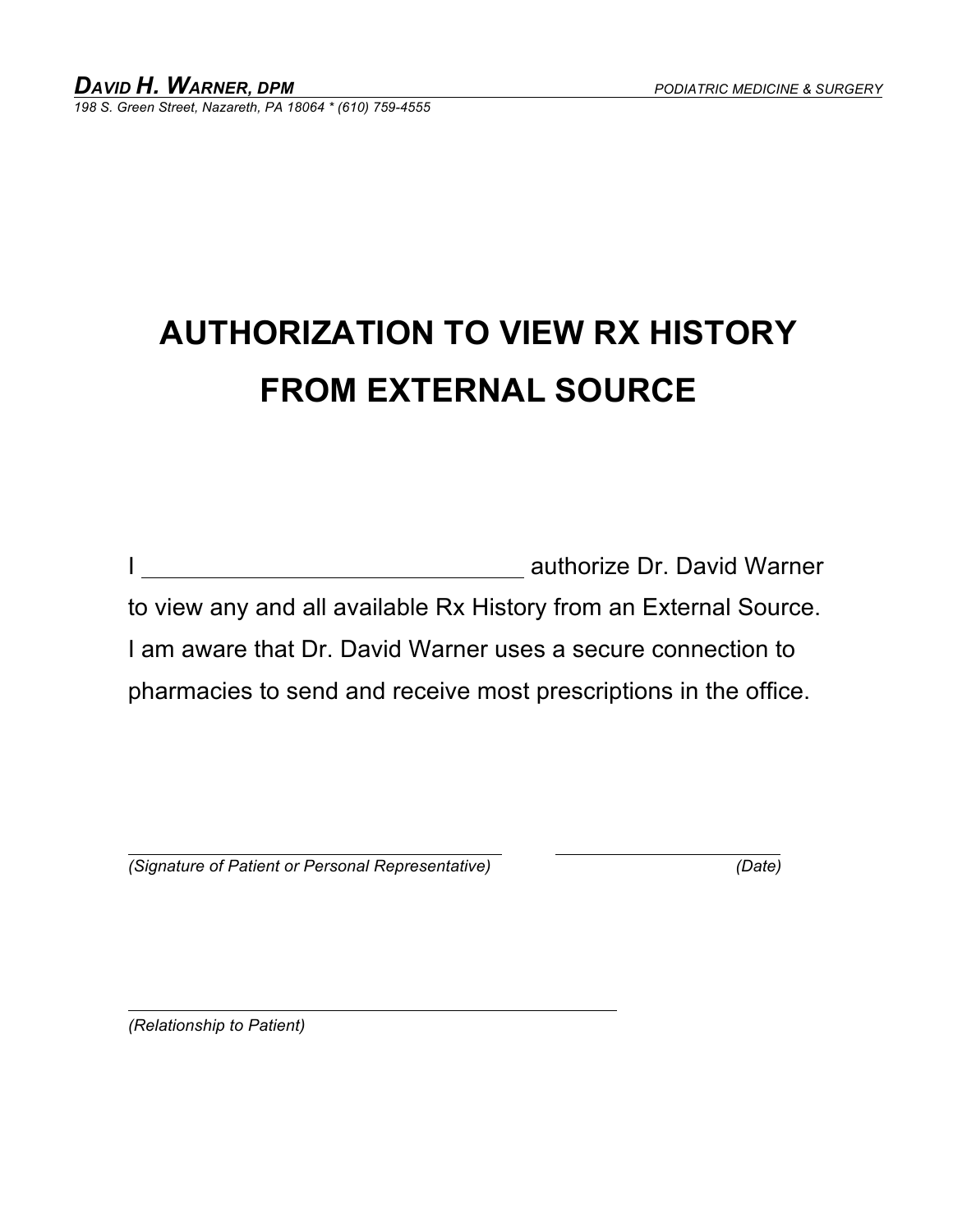***DAVID H. WARNER, DPM*** *PODIATRIC MEDICINE & SURGERY*

*198 S. Green Street, Nazareth, PA 18064 * (610) 759-4555*

# AUTHORIZATION TO VIEW RX HISTORY FROM EXTERNAL SOURCE

I ______________________________ authorize Dr. David Warner to view any and all available Rx History from an External Source. I am aware that Dr. David Warner uses a secure connection to pharmacies to send and receive most prescriptions in the office.

______________________________________ ______________________

*(Signature of Patient or Personal Representative)* *(Date)*

______________________________________

*(Relationship to Patient)*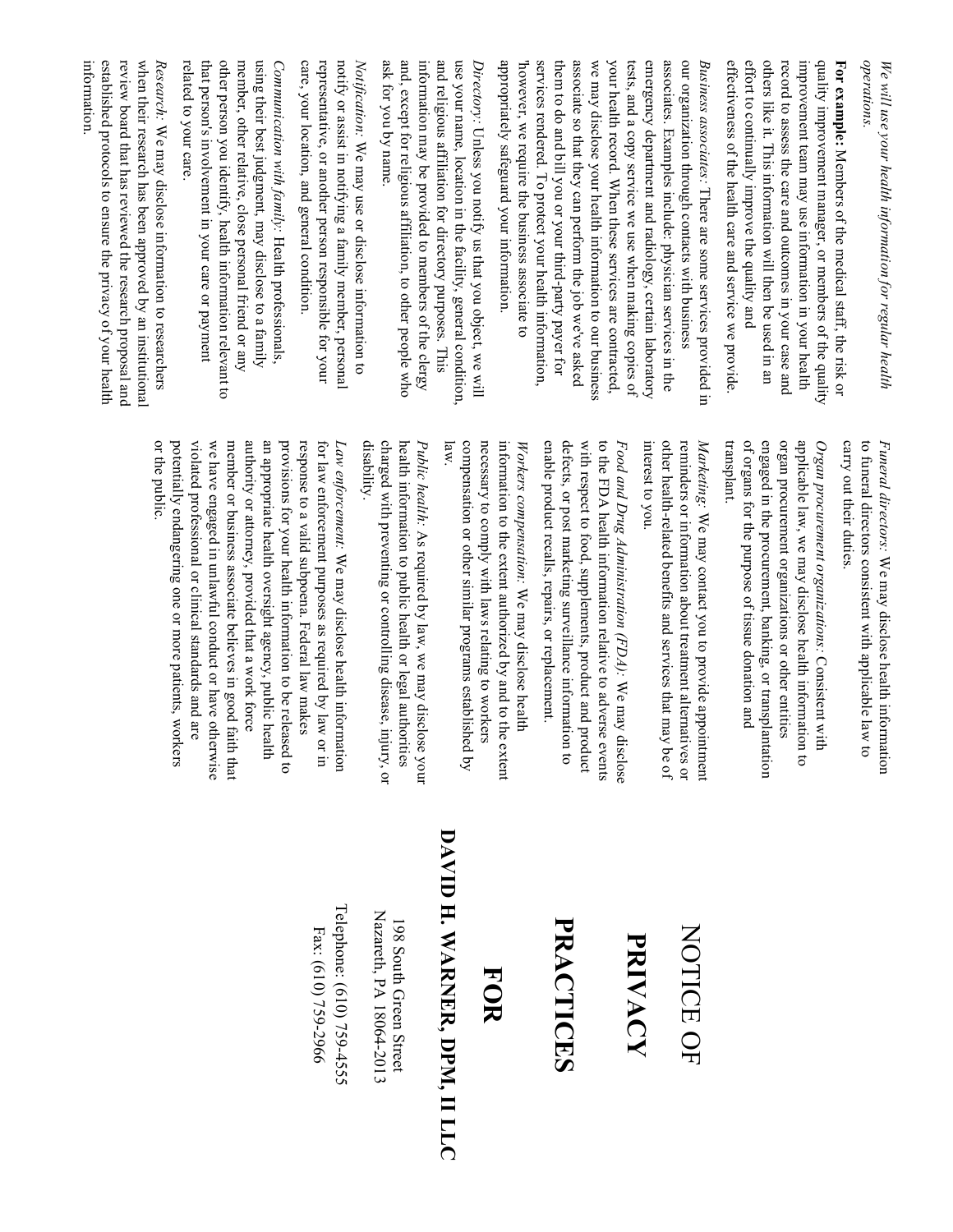*We will use your health information for regular health operations.*

**For example:** Members of the medical staff, the risk or quality improvement manager, or members of the quality improvement team may use information in your health record to assess the care and outcomes in your case and others like it. This information will then be used in an effort to continually improve the quality and effectiveness of the health care and service we provide.

*Business associates*: There are some services provided in our organization through contacts with business associates. Examples include: physician services in the emergency department and radiology, certain laboratory tests, and a copy service we use when making copies of your health record. When these services are contracted, we may disclose your health information to our business associate so that they can perform the job we've asked them to do and bill you or your third-party payer for services rendered. To protect your health information, however, we require the business associate to appropriately safeguard your information.

*Directory*: Unless you notify us that you object, we will use your name, location in the facility, general condition, and religious affiliation for directory purposes. This information may be provided to members of the clergy and, except for religious affiliation, to other people who ask for you by name.

*Notification*: We may use or disclose information to notify or assist in notifying a family member, personal representative, or another person responsible for your care, your location, and general condition.

*Communication with family*: Health professionals, using their best judgment, may disclose to a family member, other relative, close personal friend or any other person you identify, health information relevant to that person's involvement in your care or payment related to your care.

*Research*: We may disclose information to researchers when their research has been approved by an institutional review board that has reviewed the research proposal and established protocols to ensure the privacy of your health information.

*Funeral directors*: We may disclose health information to funeral directors consistent with applicable law to carry out their duties.

*Organ procurement organizations*: Consistent with applicable law, we may disclose health information to organ procurement organizations or other entities engaged in the procurement, banking, or transplantation of organs for the purpose of tissue donation and transplant.

*Marketing*: We may contact you to provide appointment reminders or information about treatment alternatives or other health-related benefits and services that may be of interest to you.

*Food and Drug Administration (FDA)*: We may disclose to the FDA health information relative to adverse events with respect to food, supplements, product and product defects, or post marketing surveillance information to enable product recalls, repairs, or replacement.

*Workers compensation*: We may disclose health information to the extent authorized by and to the extent necessary to comply with laws relating to workers compensation or other similar programs established by law.

*Public health*: As required by law, we may disclose your health information to public health or legal authorities charged with preventing or controlling disease, injury, or disability.

*Law enforcement*: We may disclose health information for law enforcement purposes as required by law or in response to a valid subpoena. Federal law makes provisions for your health information to be released to an appropriate health oversight agency, public health authority or attorney, provided that a work force member or business associate believes in good faith that we have engaged in unlawful conduct or have otherwise violated professional or clinical standards and are potentially endangering one or more patients, workers or the public.

# NOTICE OF **PRIVACY PRACTICES**

## FOR

## DAVID H. WARNER, DPM, II LLC

198 South Green Street
Nazareth, PA 18064-2013

Telephone: (610) 759-4555
Fax: (610) 759-2966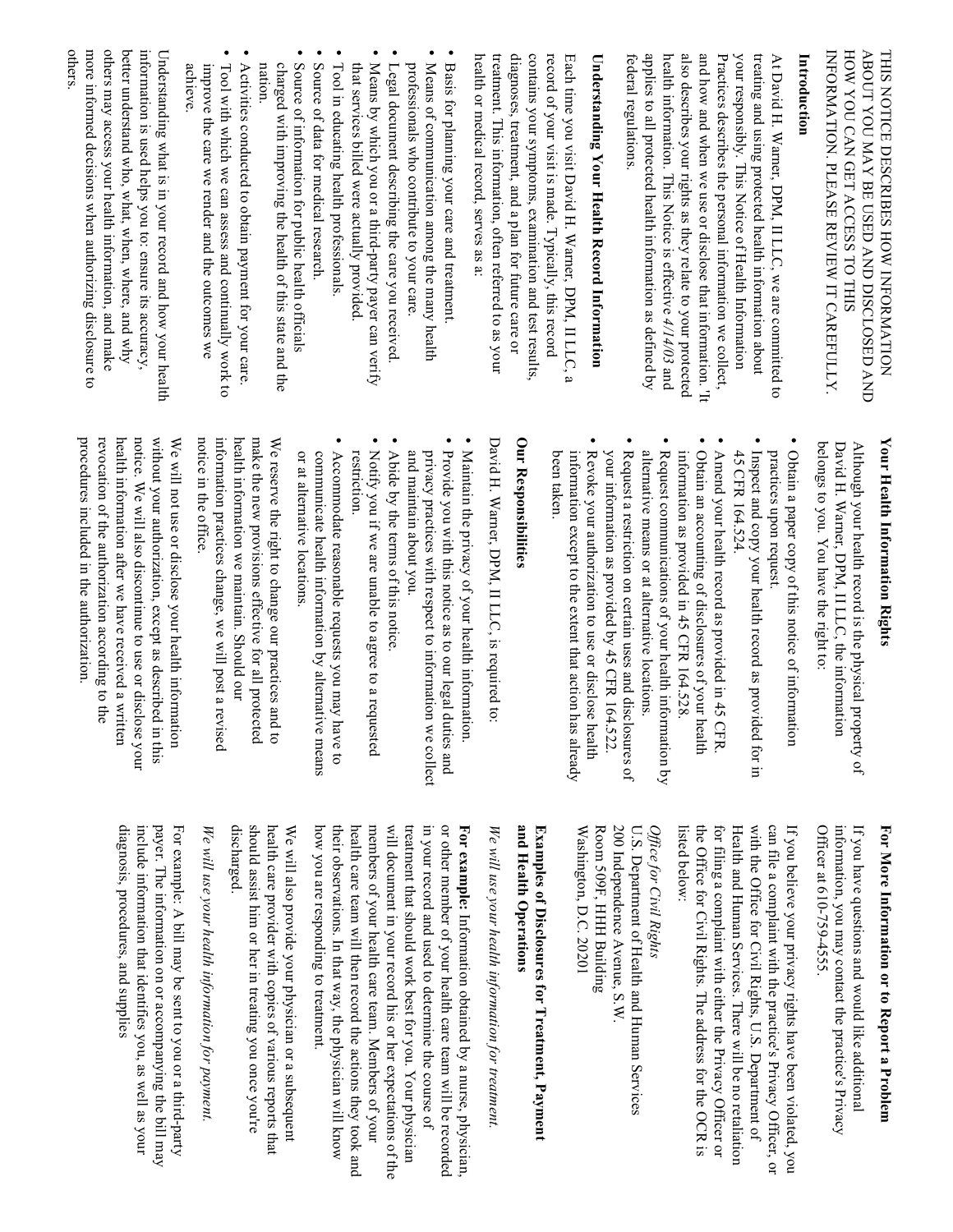THIS NOTICE DESCRIBES HOW INFORMATION ABOUT YOU MAY BE USED AND DISCLOSED AND HOW YOU CAN GET ACCESS TO THIS INFORMATION. PLEASE REVIEW IT CAREFULLY.

**Introduction**

At David H. Warner, DPM, II LLC, we are committed to treating and using protected health information about your responsibly. This Notice of Health Information Practices describes the personal information we collect, and how and when we use or disclose that information. It also describes your rights as they relate to your protected health information. This Notice is effective *4/14/03* and applies to all protected health information as defined by federal regulations.

**Understanding Your Health Record Information**

Each time you visit David H. Warner, DPM, II LLC, a record of your visit is made. Typically, this record contains your symptoms, examination and test results, diagnoses, treatment, and a plan for future care or treatment. This information, often referred to as your health or medical record, serves as a:

- Basis for planning your care and treatment.
- Means of communication among the many health professionals who contribute to your care.
- Legal document describing the care you received.
- Means by which you or a third-party payer can verify that services billed were actually provided.
- Tool in educating health professionals.
- Source of data for medical research.
- Source of information for public health officials charged with improving the health of this state and the nation.
- Activities conducted to obtain payment for your care.
- Tool with which we can assess and continually work to improve the care we render and the outcomes we achieve.

Understanding what is in your record and how your health information is used helps you to: ensure its accuracy, better understand who, what, when, where, and why others may access your health information, and make more informed decisions when authorizing disclosure to others.

**Your Health Information Rights**

Although your health record is the physical property of David H. Warner, DPM, II LLC, the information belongs to you. You have the right to:

- Obtain a paper copy of this notice of information practices upon request.
- Inspect and copy your health record as provided for in 45 CFR 164.524.
- Amend your health record as provided in 45 CFR.
- Obtain an accounting of disclosures of your health information as provided in 45 CFR 164.528.
- Request communications of your health information by alternative means or at alternative locations.
- Request a restriction on certain uses and disclosures of your information as provided by 45 CFR 164.522.
- Revoke your authorization to use or disclose health information except to the extent that action has already been taken.

**Our Responsibilities**

David H. Warner, DPM, II LLC, is required to:

- Maintain the privacy of your health information.
- Provide you with this notice as to our legal duties and privacy practices with respect to information we collect and maintain about you.
- Abide by the terms of this notice.
- Notify you if we are unable to agree to a requested restriction.
- Accommodate reasonable requests you may have to communicate health information by alternative means or at alternative locations.

We reserve the right to change our practices and to make the new provisions effective for all protected health information we maintain. Should our information practices change, we will post a revised notice in the office.

We will not use or disclose your health information without your authorization, except as described in this notice. We will also discontinue to use or disclose your health information after we have received a written revocation of the authorization according to the procedures included in the authorization.

**For More Information or to Report a Problem**

If you have questions and would like additional information, you may contact the practice's Privacy Officer at 610-759-4555.

If you believe your privacy rights have been violated, you can file a complaint with the practice's Privacy Officer, or with the Office for Civil Rights, U.S. Department of Health and Human Services. There will be no retaliation for filing a complaint with either the Privacy Officer or the Office for Civil Rights. The address for the OCR is listed below:

*Office for Civil Rights*
U.S. Department of Health and Human Services
200 Independence Avenue, S.W.
Room 509F, HHH Building
Washington, D.C. 20201

**Examples of Disclosures for Treatment, Payment and Health Operations**

*We will use your health information for treatment.*

**For example:** Information obtained by a nurse, physician, or other member of your health care team will be recorded in your record and used to determine the course of treatment that should work best for you. Your physician will document in your record his or her expectations of the members of your health care team. Members of your health care team will then record the actions they took and their observations. In that way, the physician will know how you are responding to treatment.

We will also provide your physician or a subsequent health care provider with copies of various reports that should assist him or her in treating you once you're discharged.

*We will use your health information for payment.*

For example: A bill may be sent to you or a third-party payer. The information on or accompanying the bill may include information that identifies you, as well as your diagnosis, procedures, and supplies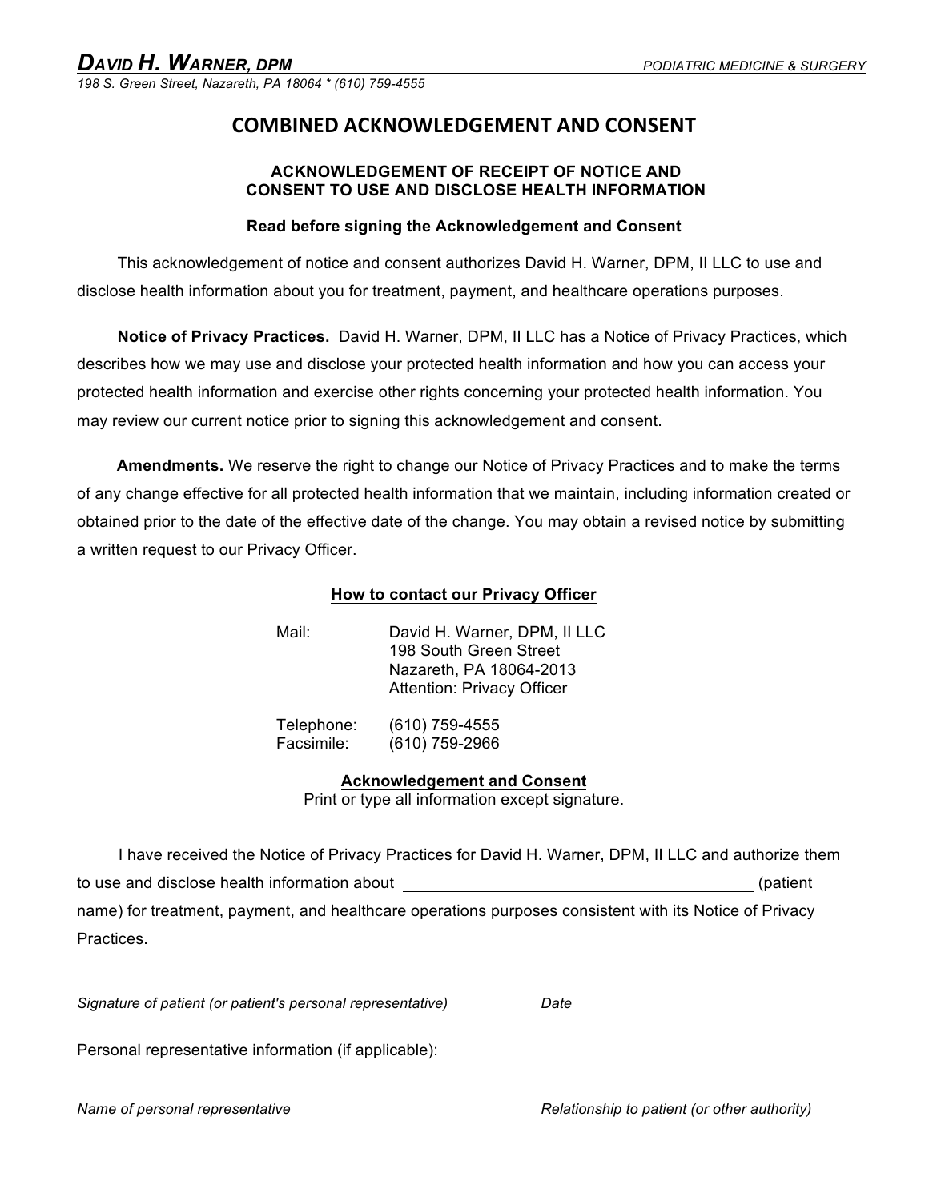***DAVID H. WARNER, DPM*** — *PODIATRIC MEDICINE & SURGERY*

*198 S. Green Street, Nazareth, PA 18064 * (610) 759-4555*

# COMBINED ACKNOWLEDGEMENT AND CONSENT

## ACKNOWLEDGEMENT OF RECEIPT OF NOTICE AND CONSENT TO USE AND DISCLOSE HEALTH INFORMATION

**Read before signing the Acknowledgement and Consent**

This acknowledgement of notice and consent authorizes David H. Warner, DPM, II LLC to use and disclose health information about you for treatment, payment, and healthcare operations purposes.

**Notice of Privacy Practices.** David H. Warner, DPM, II LLC has a Notice of Privacy Practices, which describes how we may use and disclose your protected health information and how you can access your protected health information and exercise other rights concerning your protected health information. You may review our current notice prior to signing this acknowledgement and consent.

**Amendments.** We reserve the right to change our Notice of Privacy Practices and to make the terms of any change effective for all protected health information that we maintain, including information created or obtained prior to the date of the effective date of the change. You may obtain a revised notice by submitting a written request to our Privacy Officer.

**How to contact our Privacy Officer**

Mail:
David H. Warner, DPM, II LLC
198 South Green Street
Nazareth, PA 18064-2013
Attention: Privacy Officer

Telephone: (610) 759-4555
Facsimile: (610) 759-2966

**Acknowledgement and Consent**

Print or type all information except signature.

I have received the Notice of Privacy Practices for David H. Warner, DPM, II LLC and authorize them to use and disclose health information about ________________________________ (patient name) for treatment, payment, and healthcare operations purposes consistent with its Notice of Privacy Practices.

________________________________ ________________________
*Signature of patient (or patient's personal representative)* *Date*

Personal representative information (if applicable):

________________________________ ________________________
*Name of personal representative* *Relationship to patient (or other authority)*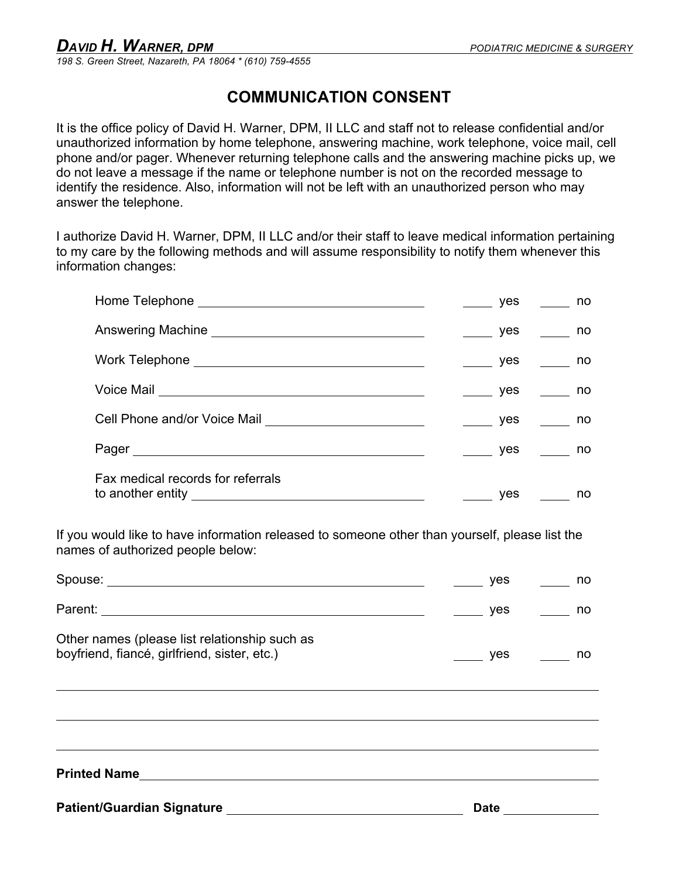*DAVID H. WARNER, DPM* — *PODIATRIC MEDICINE & SURGERY*

*198 S. Green Street, Nazareth, PA 18064 * (610) 759-4555*

# COMMUNICATION CONSENT

It is the office policy of David H. Warner, DPM, II LLC and staff not to release confidential and/or unauthorized information by home telephone, answering machine, work telephone, voice mail, cell phone and/or pager. Whenever returning telephone calls and the answering machine picks up, we do not leave a message if the name or telephone number is not on the recorded message to identify the residence. Also, information will not be left with an unauthorized person who may answer the telephone.

I authorize David H. Warner, DPM, II LLC and/or their staff to leave medical information pertaining to my care by the following methods and will assume responsibility to notify them whenever this information changes:

| | | |
|---|---|---|
| Home Telephone ______________________ | ____ yes | ____ no |
| Answering Machine ______________________ | ____ yes | ____ no |
| Work Telephone ______________________ | ____ yes | ____ no |
| Voice Mail ______________________ | ____ yes | ____ no |
| Cell Phone and/or Voice Mail ______________________ | ____ yes | ____ no |
| Pager ______________________ | ____ yes | ____ no |
| Fax medical records for referrals to another entity ______________________ | ____ yes | ____ no |

If you would like to have information released to someone other than yourself, please list the names of authorized people below:

| | | |
|---|---|---|
| Spouse: ______________________ | ____ yes | ____ no |
| Parent: ______________________ | ____ yes | ____ no |
| Other names (please list relationship such as boyfriend, fiancé, girlfriend, sister, etc.) | ____ yes | ____ no |

______________________________________________________________

______________________________________________________________

______________________________________________________________

**Printed Name** ______________________________________________

**Patient/Guardian Signature** ______________________ **Date** ____________